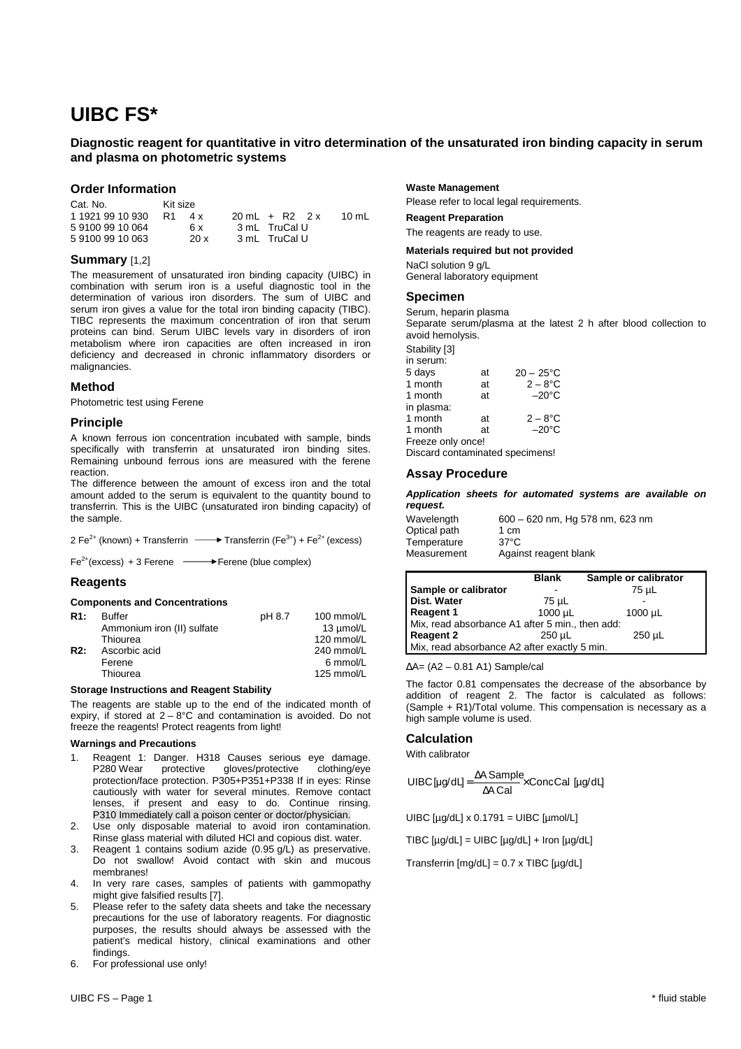# UIBC FS*

**Diagnostic reagent for quantitative in vitro determination of the unsaturated iron binding capacity in serum and plasma on photometric systems**

## Order Information

| Cat. No. | Kit size | | | | |
|---|---|---|---|---|---|
| 1 1921 99 10 930 | R1 | 4 x | 20 mL | + R2 2 x | 10 mL |
| 5 9100 99 10 064 | | 6 x | 3 mL | TruCal U | |
| 5 9100 99 10 063 | | 20 x | 3 mL | TruCal U | |

## Summary [1,2]

The measurement of unsaturated iron binding capacity (UIBC) in combination with serum iron is a useful diagnostic tool in the determination of various iron disorders. The sum of UIBC and serum iron gives a value for the total iron binding capacity (TIBC). TIBC represents the maximum concentration of iron that serum proteins can bind. Serum UIBC levels vary in disorders of iron metabolism where iron capacities are often increased in iron deficiency and decreased in chronic inflammatory disorders or malignancies.

## Method

Photometric test using Ferene

## Principle

A known ferrous ion concentration incubated with sample, binds specifically with transferrin at unsaturated iron binding sites. Remaining unbound ferrous ions are measured with the ferene reaction.

The difference between the amount of excess iron and the total amount added to the serum is equivalent to the quantity bound to transferrin. This is the UIBC (unsaturated iron binding capacity) of the sample.

$$2\,Fe^{2+}\text{ (known)} + \text{Transferrin} \longrightarrow \text{Transferrin }(Fe^{3+}) + Fe^{2+}\text{ (excess)}$$

$$Fe^{2+}\text{(excess)} + 3\text{ Ferene} \longrightarrow \text{Ferene (blue complex)}$$

## Reagents

### Components and Concentrations

| | | | |
|---|---|---|---|
| **R1:** | Buffer | pH 8.7 | 100 mmol/L |
| | Ammonium iron (II) sulfate | | 13 µmol/L |
| | Thiourea | | 120 mmol/L |
| **R2:** | Ascorbic acid | | 240 mmol/L |
| | Ferene | | 6 mmol/L |
| | Thiourea | | 125 mmol/L |

### Storage Instructions and Reagent Stability

The reagents are stable up to the end of the indicated month of expiry, if stored at 2 – 8°C and contamination is avoided. Do not freeze the reagents! Protect reagents from light!

### Warnings and Precautions

1. Reagent 1: Danger. H318 Causes serious eye damage. P280 Wear protective gloves/protective clothing/eye protection/face protection. P305+P351+P338 If in eyes: Rinse cautiously with water for several minutes. Remove contact lenses, if present and easy to do. Continue rinsing. P310 Immediately call a poison center or doctor/physician.
2. Use only disposable material to avoid iron contamination. Rinse glass material with diluted HCl and copious dist. water.
3. Reagent 1 contains sodium azide (0.95 g/L) as preservative. Do not swallow! Avoid contact with skin and mucous membranes!
4. In very rare cases, samples of patients with gammopathy might give falsified results [7].
5. Please refer to the safety data sheets and take the necessary precautions for the use of laboratory reagents. For diagnostic purposes, the results should always be assessed with the patient's medical history, clinical examinations and other findings.
6. For professional use only!

### Waste Management

Please refer to local legal requirements.

### Reagent Preparation

The reagents are ready to use.

### Materials required but not provided

NaCl solution 9 g/L
General laboratory equipment

## Specimen

Serum, heparin plasma
Separate serum/plasma at the latest 2 h after blood collection to avoid hemolysis.

Stability [3]

in serum:

| | | |
|---|---|---|
| 5 days | at | 20 – 25°C |
| 1 month | at | 2 – 8°C |
| 1 month | at | –20°C |

in plasma:

| | | |
|---|---|---|
| 1 month | at | 2 – 8°C |
| 1 month | at | –20°C |

Freeze only once!
Discard contaminated specimens!

## Assay Procedure

***Application sheets for automated systems are available on request.***

| | |
|---|---|
| Wavelength | 600 – 620 nm, Hg 578 nm, 623 nm |
| Optical path | 1 cm |
| Temperature | 37°C |
| Measurement | Against reagent blank |

| | Blank | Sample or calibrator |
|---|---|---|
| **Sample or calibrator** | - | 75 µL |
| **Dist. Water** | 75 µL | - |
| **Reagent 1** | 1000 µL | 1000 µL |
| Mix, read absorbance A1 after 5 min., then add: | | |
| **Reagent 2** | 250 µL | 250 µL |
| Mix, read absorbance A2 after exactly 5 min. | | |

$\Delta A = (A2 – 0.81\ A1)$ Sample/cal

The factor 0.81 compensates the decrease of the absorbance by addition of reagent 2. The factor is calculated as follows: (Sample + R1)/Total volume. This compensation is necessary as a high sample volume is used.

## Calculation

With calibrator

$$\text{UIBC [µg/dL]} = \frac{\Delta A\text{ Sample}}{\Delta A\text{ Cal}} \times \text{Conc Cal [µg/dL]}$$

UIBC [µg/dL] x 0.1791 = UIBC [µmol/L]

TIBC [µg/dL] = UIBC [µg/dL] + Iron [µg/dL]

Transferrin [mg/dL] = 0.7 x TIBC [µg/dL]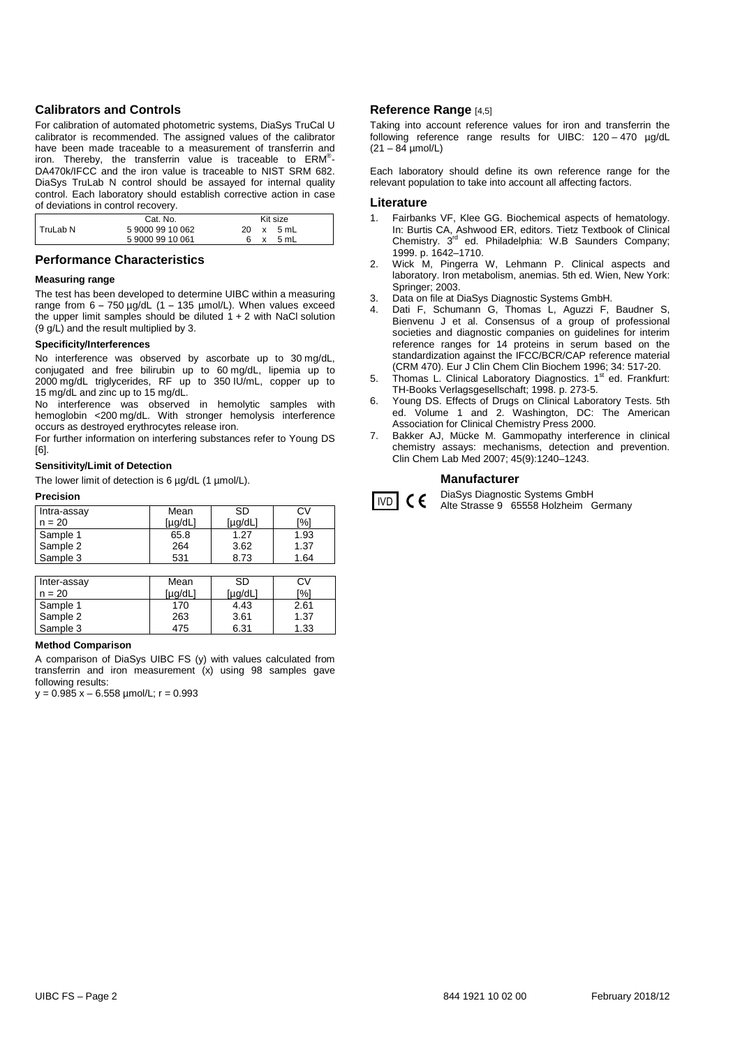## Calibrators and Controls

For calibration of automated photometric systems, DiaSys TruCal U calibrator is recommended. The assigned values of the calibrator have been made traceable to a measurement of transferrin and iron. Thereby, the transferrin value is traceable to ERM®-DA470k/IFCC and the iron value is traceable to NIST SRM 682. DiaSys TruLab N control should be assayed for internal quality control. Each laboratory should establish corrective action in case of deviations in control recovery.

| | Cat. No. | Kit size |
|---|---|---|
| TruLab N | 5 9000 99 10 062 | 20 x 5 mL |
| | 5 9000 99 10 061 | 6 x 5 mL |

## Performance Characteristics

### Measuring range

The test has been developed to determine UIBC within a measuring range from 6 – 750 µg/dL (1 – 135 µmol/L). When values exceed the upper limit samples should be diluted 1 + 2 with NaCl solution (9 g/L) and the result multiplied by 3.

### Specificity/Interferences

No interference was observed by ascorbate up to 30 mg/dL, conjugated and free bilirubin up to 60 mg/dL, lipemia up to 2000 mg/dL triglycerides, RF up to 350 IU/mL, copper up to 15 mg/dL and zinc up to 15 mg/dL.

No interference was observed in hemolytic samples with hemoglobin <200 mg/dL. With stronger hemolysis interference occurs as destroyed erythrocytes release iron.

For further information on interfering substances refer to Young DS [6].

### Sensitivity/Limit of Detection

The lower limit of detection is 6 µg/dL (1 µmol/L).

### Precision

| Intra-assay n = 20 | Mean [µg/dL] | SD [µg/dL] | CV [%] |
|---|---|---|---|
| Sample 1 | 65.8 | 1.27 | 1.93 |
| Sample 2 | 264 | 3.62 | 1.37 |
| Sample 3 | 531 | 8.73 | 1.64 |

| Inter-assay n = 20 | Mean [µg/dL] | SD [µg/dL] | CV [%] |
|---|---|---|---|
| Sample 1 | 170 | 4.43 | 2.61 |
| Sample 2 | 263 | 3.61 | 1.37 |
| Sample 3 | 475 | 6.31 | 1.33 |

### Method Comparison

A comparison of DiaSys UIBC FS (y) with values calculated from transferrin and iron measurement (x) using 98 samples gave following results:

$y = 0.985\,x – 6.558$ µmol/L; $r = 0.993$

## Reference Range [4,5]

Taking into account reference values for iron and transferrin the following reference range results for UIBC: 120 – 470 µg/dL (21 – 84 µmol/L)

Each laboratory should define its own reference range for the relevant population to take into account all affecting factors.

## Literature

1. Fairbanks VF, Klee GG. Biochemical aspects of hematology. In: Burtis CA, Ashwood ER, editors. Tietz Textbook of Clinical Chemistry. 3rd ed. Philadelphia: W.B Saunders Company; 1999. p. 1642–1710.
2. Wick M, Pingerra W, Lehmann P. Clinical aspects and laboratory. Iron metabolism, anemias. 5th ed. Wien, New York: Springer; 2003.
3. Data on file at DiaSys Diagnostic Systems GmbH.
4. Dati F, Schumann G, Thomas L, Aguzzi F, Baudner S, Bienvenu J et al. Consensus of a group of professional societies and diagnostic companies on guidelines for interim reference ranges for 14 proteins in serum based on the standardization against the IFCC/BCR/CAP reference material (CRM 470). Eur J Clin Chem Clin Biochem 1996; 34: 517-20.
5. Thomas L. Clinical Laboratory Diagnostics. 1st ed. Frankfurt: TH-Books Verlagsgesellschaft; 1998. p. 273-5.
6. Young DS. Effects of Drugs on Clinical Laboratory Tests. 5th ed. Volume 1 and 2. Washington, DC: The American Association for Clinical Chemistry Press 2000.
7. Bakker AJ, Mücke M. Gammopathy interference in clinical chemistry assays: mechanisms, detection and prevention. Clin Chem Lab Med 2007; 45(9):1240–1243.

## Manufacturer

IVD CE

DiaSys Diagnostic Systems GmbH
Alte Strasse 9 65558 Holzheim Germany

844 1921 10 02 00 February 2018/12